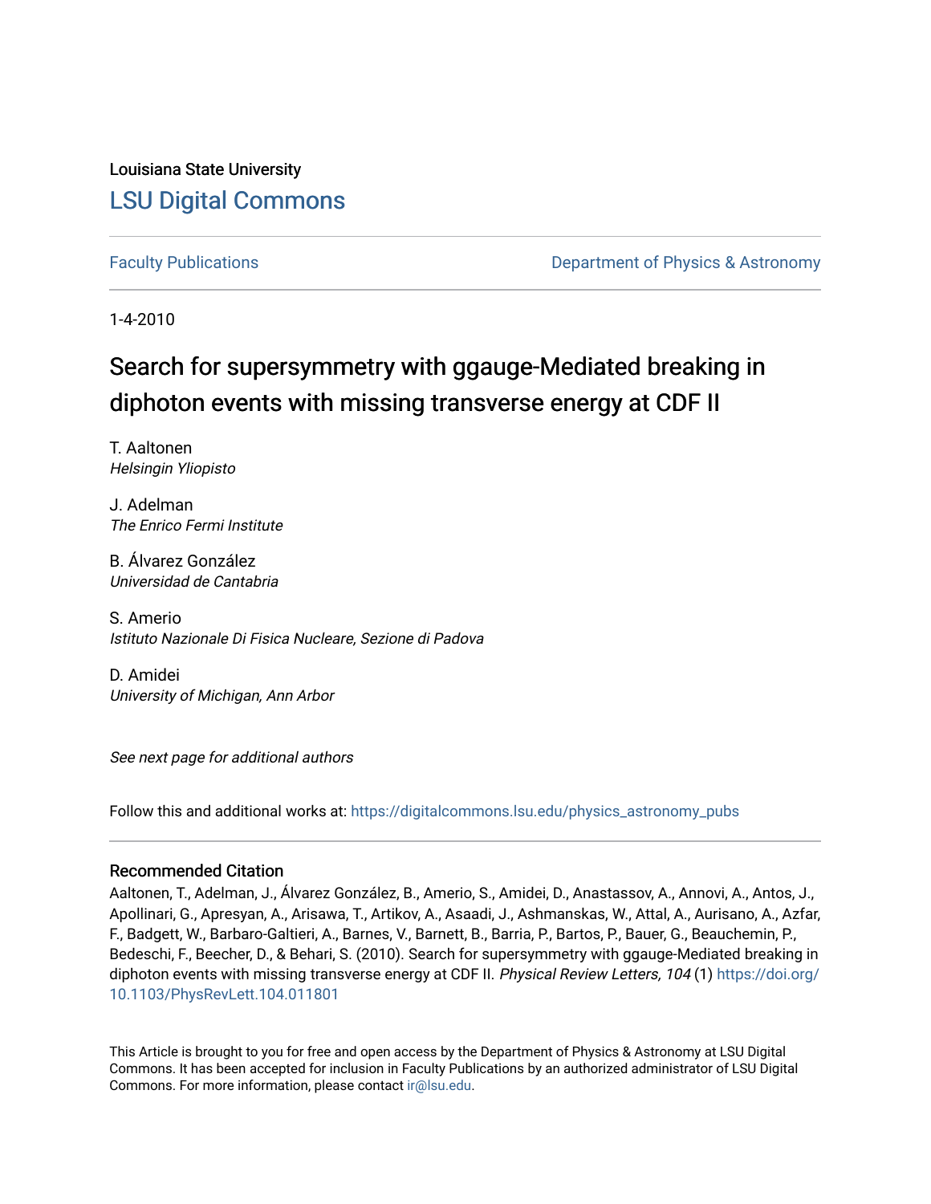Louisiana State University

# LSU Digital Commons

Faculty Publications | Department of Physics & Astronomy

1-4-2010

# Search for supersymmetry with ggauge-Mediated breaking in diphoton events with missing transverse energy at CDF II

T. Aaltonen
*Helsingin Yliopisto*

J. Adelman
*The Enrico Fermi Institute*

B. Álvarez González
*Universidad de Cantabria*

S. Amerio
*Istituto Nazionale Di Fisica Nucleare, Sezione di Padova*

D. Amidei
*University of Michigan, Ann Arbor*

*See next page for additional authors*

Follow this and additional works at: https://digitalcommons.lsu.edu/physics_astronomy_pubs

## Recommended Citation

Aaltonen, T., Adelman, J., Álvarez González, B., Amerio, S., Amidei, D., Anastassov, A., Annovi, A., Antos, J., Apollinari, G., Apresyan, A., Arisawa, T., Artikov, A., Asaadi, J., Ashmanskas, W., Attal, A., Aurisano, A., Azfar, F., Badgett, W., Barbaro-Galtieri, A., Barnes, V., Barnett, B., Barria, P., Bartos, P., Bauer, G., Beauchemin, P., Bedeschi, F., Beecher, D., & Behari, S. (2010). Search for supersymmetry with ggauge-Mediated breaking in diphoton events with missing transverse energy at CDF II. *Physical Review Letters, 104* (1) https://doi.org/10.1103/PhysRevLett.104.011801

This Article is brought to you for free and open access by the Department of Physics & Astronomy at LSU Digital Commons. It has been accepted for inclusion in Faculty Publications by an authorized administrator of LSU Digital Commons. For more information, please contact ir@lsu.edu.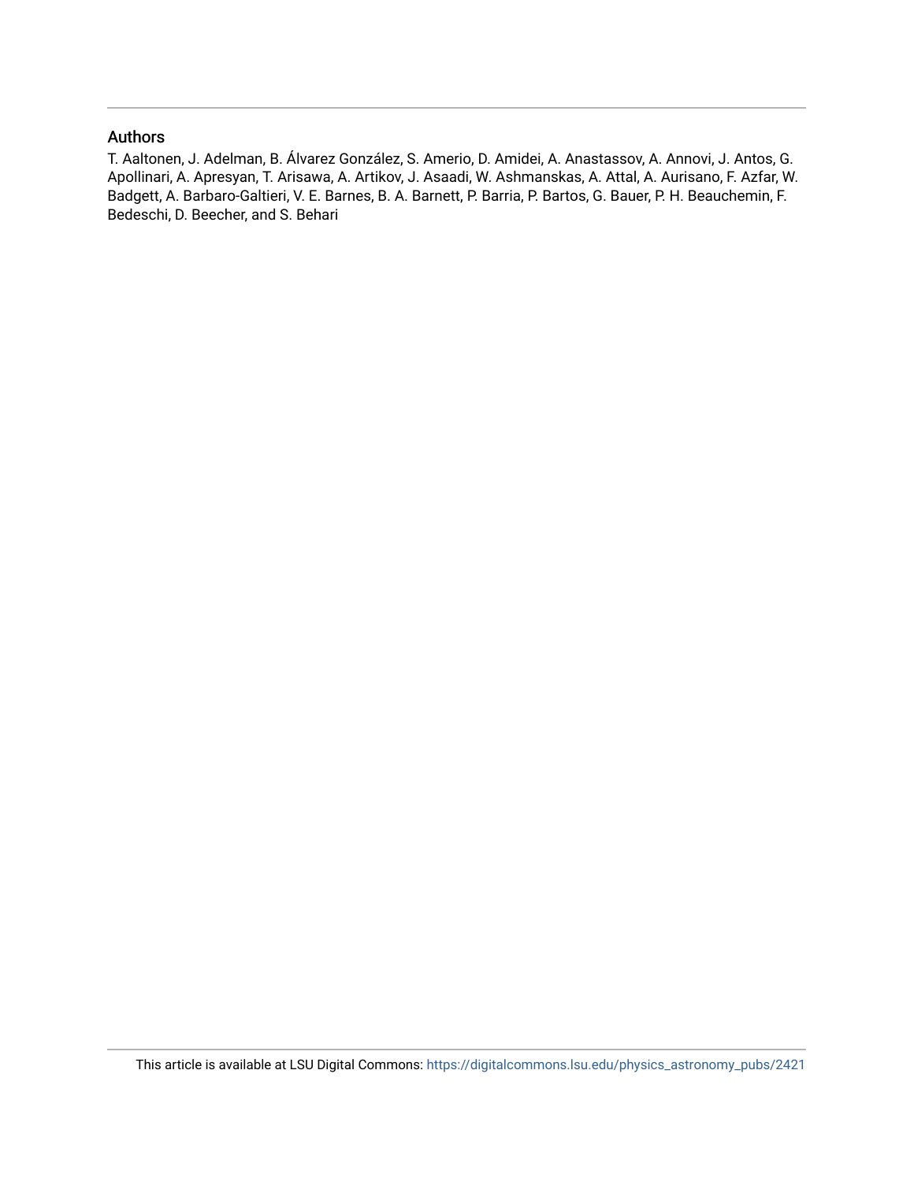## Authors

T. Aaltonen, J. Adelman, B. Álvarez González, S. Amerio, D. Amidei, A. Anastassov, A. Annovi, J. Antos, G. Apollinari, A. Apresyan, T. Arisawa, A. Artikov, J. Asaadi, W. Ashmanskas, A. Attal, A. Aurisano, F. Azfar, W. Badgett, A. Barbaro-Galtieri, V. E. Barnes, B. A. Barnett, P. Barria, P. Bartos, G. Bauer, P. H. Beauchemin, F. Bedeschi, D. Beecher, and S. Behari

This article is available at LSU Digital Commons: https://digitalcommons.lsu.edu/physics_astronomy_pubs/2421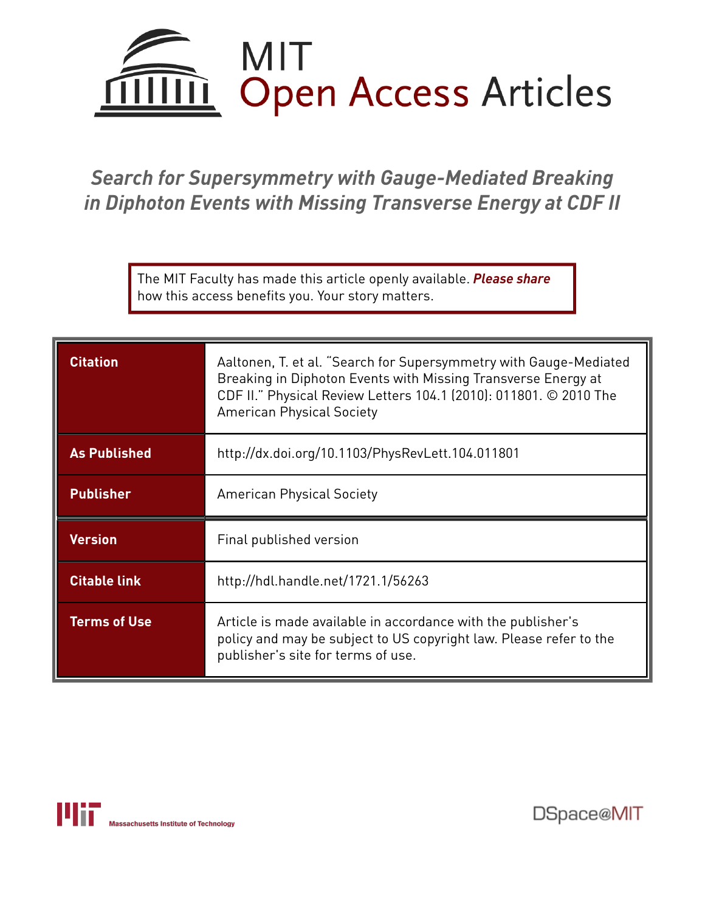# Search for Supersymmetry with Gauge-Mediated Breaking in Diphoton Events with Missing Transverse Energy at CDF II

The MIT Faculty has made this article openly available. ***Please share*** how this access benefits you. Your story matters.

| | |
|---|---|
| **Citation** | Aaltonen, T. et al. "Search for Supersymmetry with Gauge-Mediated Breaking in Diphoton Events with Missing Transverse Energy at CDF II." Physical Review Letters 104.1 (2010): 011801. © 2010 The American Physical Society |
| **As Published** | http://dx.doi.org/10.1103/PhysRevLett.104.011801 |
| **Publisher** | American Physical Society |
| **Version** | Final published version |
| **Citable link** | http://hdl.handle.net/1721.1/56263 |
| **Terms of Use** | Article is made available in accordance with the publisher's policy and may be subject to US copyright law. Please refer to the publisher's site for terms of use. |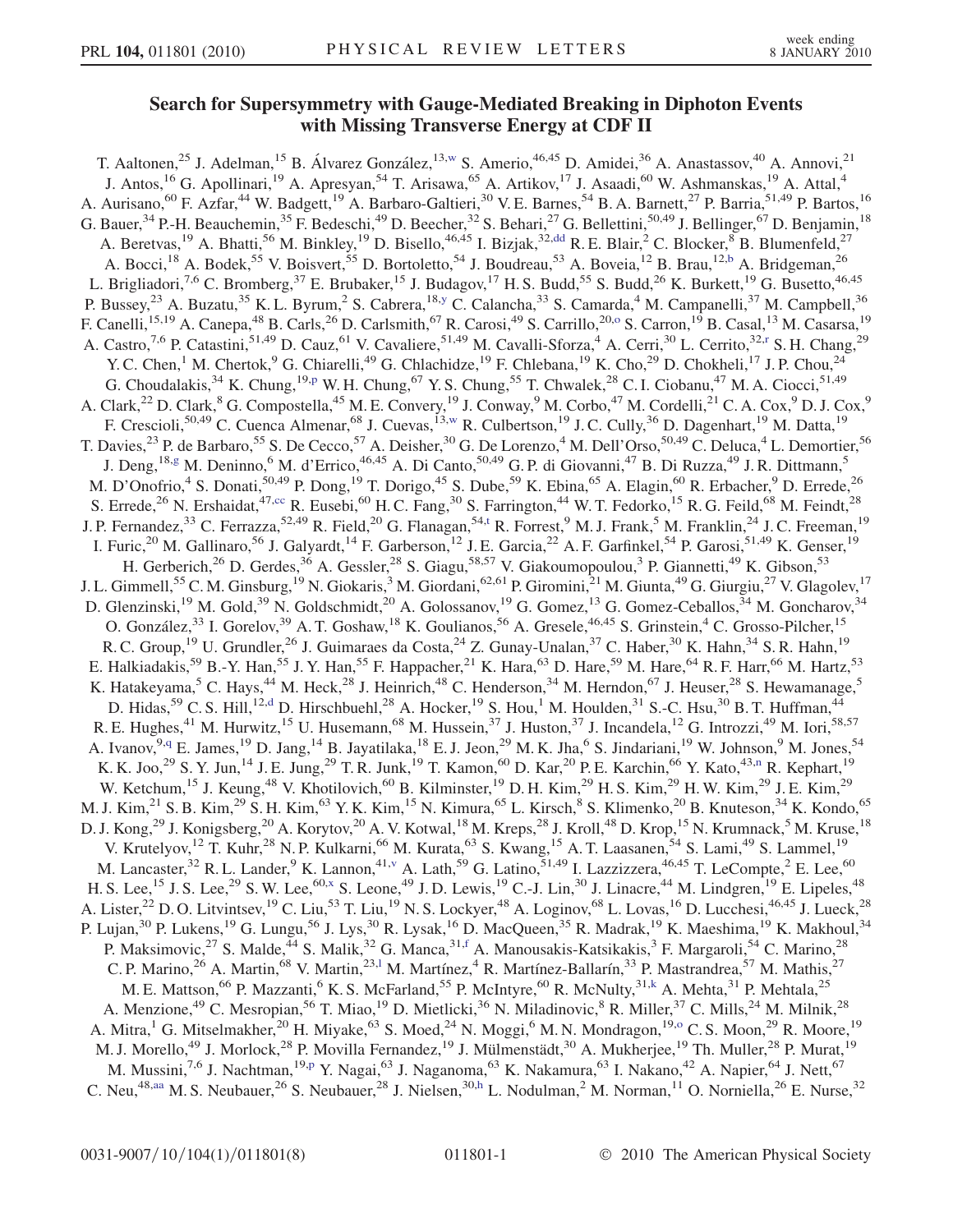# Search for Supersymmetry with Gauge-Mediated Breaking in Diphoton Events with Missing Transverse Energy at CDF II

T. Aaltonen,[25] J. Adelman,[15] B. Álvarez González,[13,w] S. Amerio,[46,45] D. Amidei,[36] A. Anastassov,[40] A. Annovi,[21] J. Antos,[16] G. Apollinari,[19] A. Apresyan,[54] T. Arisawa,[65] A. Artikov,[17] J. Asaadi,[60] W. Ashmanskas,[19] A. Attal,[4] A. Aurisano,[60] F. Azfar,[44] W. Badgett,[19] A. Barbaro-Galtieri,[30] V. E. Barnes,[54] B. A. Barnett,[27] P. Barria,[51,49] P. Bartos,[16] G. Bauer,[34] P.-H. Beauchemin,[35] F. Bedeschi,[49] D. Beecher,[32] S. Behari,[27] G. Bellettini,[50,49] J. Bellinger,[67] D. Benjamin,[18] A. Beretvas,[19] A. Bhatti,[56] M. Binkley,[19] D. Bisello,[46,45] I. Bizjak,[32,dd] R. E. Blair,[2] C. Blocker,[8] B. Blumenfeld,[27] A. Bocci,[18] A. Bodek,[55] V. Boisvert,[55] D. Bortoletto,[54] J. Boudreau,[53] A. Boveia,[12] B. Brau,[12,b] A. Bridgeman,[26] L. Brigliadori,[7,6] C. Bromberg,[37] E. Brubaker,[15] J. Budagov,[17] H. S. Budd,[55] S. Budd,[26] K. Burkett,[19] G. Busetto,[46,45] P. Bussey,[23] A. Buzatu,[35] K. L. Byrum,[2] S. Cabrera,[18,y] C. Calancha,[33] S. Camarda,[4] M. Campanelli,[37] M. Campbell,[36] F. Canelli,[15,19] A. Canepa,[48] B. Carls,[26] D. Carlsmith,[67] R. Carosi,[49] S. Carrillo,[20,o] S. Carron,[19] B. Casal,[13] M. Casarsa,[19] A. Castro,[7,6] P. Catastini,[51,49] D. Cauz,[61] V. Cavaliere,[51,49] M. Cavalli-Sforza,[4] A. Cerri,[30] L. Cerrito,[32,r] S. H. Chang,[29] Y. C. Chen,[1] M. Chertok,[9] G. Chiarelli,[49] G. Chlachidze,[19] F. Chlebana,[19] K. Cho,[29] D. Chokheli,[17] J. P. Chou,[24] G. Choudalakis,[34] K. Chung,[19,p] W. H. Chung,[67] Y. S. Chung,[55] T. Chwalek,[28] C. I. Ciobanu,[47] M. A. Ciocci,[51,49] A. Clark,[22] D. Clark,[8] G. Compostella,[45] M. E. Convery,[19] J. Conway,[9] M. Corbo,[47] M. Cordelli,[21] C. A. Cox,[9] D. J. Cox,[9] F. Crescioli,[50,49] C. Cuenca Almenar,[68] J. Cuevas,[13,w] R. Culbertson,[19] J. C. Cully,[36] D. Dagenhart,[19] M. Datta,[19] T. Davies,[23] P. de Barbaro,[55] S. De Cecco,[57] A. Deisher,[30] G. De Lorenzo,[4] M. Dell'Orso,[50,49] C. Deluca,[4] L. Demortier,[56] J. Deng,[18,g] M. Deninno,[6] M. d'Errico,[46,45] A. Di Canto,[50,49] G. P. di Giovanni,[47] B. Di Ruzza,[49] J. R. Dittmann,[5] M. D'Onofrio,[4] S. Donati,[50,49] P. Dong,[19] T. Dorigo,[45] S. Dube,[59] K. Ebina,[65] A. Elagin,[60] R. Erbacher,[9] D. Errede,[26] S. Errede,[26] N. Ershaidat,[47,cc] R. Eusebi,[60] H. C. Fang,[30] S. Farrington,[44] W. T. Fedorko,[15] R. G. Feild,[68] M. Feindt,[28] J. P. Fernandez,[33] C. Ferrazza,[52,49] R. Field,[20] G. Flanagan,[54,t] R. Forrest,[9] M. J. Frank,[5] M. Franklin,[24] J. C. Freeman,[19] I. Furic,[20] M. Gallinaro,[56] J. Galyardt,[14] F. Garberson,[12] J. E. Garcia,[22] A. F. Garfinkel,[54] P. Garosi,[51,49] K. Genser,[19] H. Gerberich,[26] D. Gerdes,[36] A. Gessler,[28] S. Giagu,[58,57] V. Giakoumopoulou,[3] P. Giannetti,[49] K. Gibson,[53] J. L. Gimmell,[55] C. M. Ginsburg,[19] N. Giokaris,[3] M. Giordani,[62,61] P. Giromini,[21] M. Giunta,[49] G. Giurgiu,[27] V. Glagolev,[17] D. Glenzinski,[19] M. Gold,[39] N. Goldschmidt,[20] A. Golossanov,[19] G. Gomez,[13] G. Gomez-Ceballos,[34] M. Goncharov,[34] O. González,[33] I. Gorelov,[39] A. T. Goshaw,[18] K. Goulianos,[56] A. Gresele,[46,45] S. Grinstein,[4] C. Grosso-Pilcher,[15] R. C. Group,[19] U. Grundler,[26] J. Guimaraes da Costa,[24] Z. Gunay-Unalan,[37] C. Haber,[30] K. Hahn,[34] S. R. Hahn,[19] E. Halkiadakis,[59] B.-Y. Han,[55] J. Y. Han,[55] F. Happacher,[21] K. Hara,[63] D. Hare,[59] M. Hare,[64] R. F. Harr,[66] M. Hartz,[53] K. Hatakeyama,[5] C. Hays,[44] M. Heck,[28] J. Heinrich,[48] C. Henderson,[34] M. Herndon,[67] J. Heuser,[28] S. Hewamanage,[5] D. Hidas,[59] C. S. Hill,[12,d] D. Hirschbuehl,[28] A. Hocker,[19] S. Hou,[1] M. Houlden,[31] S.-C. Hsu,[30] B. T. Huffman,[44] R. E. Hughes,[41] M. Hurwitz,[15] U. Husemann,[68] M. Hussein,[37] J. Huston,[37] J. Incandela,[12] G. Introzzi,[49] M. Iori,[58,57] A. Ivanov,[9,q] E. James,[19] D. Jang,[14] B. Jayatilaka,[18] E. J. Jeon,[29] M. K. Jha,[6] S. Jindariani,[19] W. Johnson,[9] M. Jones,[54] K. K. Joo,[29] S. Y. Jun,[14] J. E. Jung,[29] T. R. Junk,[19] T. Kamon,[60] D. Kar,[20] P. E. Karchin,[66] Y. Kato,[43,n] R. Kephart,[19] W. Ketchum,[15] J. Keung,[48] V. Khotilovich,[60] B. Kilminster,[19] D. H. Kim,[29] H. S. Kim,[29] H. W. Kim,[29] J. E. Kim,[29] M. J. Kim,[21] S. B. Kim,[29] S. H. Kim,[63] Y. K. Kim,[15] N. Kimura,[65] L. Kirsch,[8] S. Klimenko,[20] B. Knuteson,[34] K. Kondo,[65] D. J. Kong,[29] J. Konigsberg,[20] A. Korytov,[20] A. V. Kotwal,[18] M. Kreps,[28] J. Kroll,[48] D. Krop,[15] N. Krumnack,[5] M. Kruse,[18] V. Krutelyov,[12] T. Kuhr,[28] N. P. Kulkarni,[66] M. Kurata,[63] S. Kwang,[15] A. T. Laasanen,[54] S. Lami,[49] S. Lammel,[19] M. Lancaster,[32] R. L. Lander,[9] K. Lannon,[41,v] A. Lath,[59] G. Latino,[51,49] I. Lazzizzera,[46,45] T. LeCompte,[2] E. Lee,[60] H. S. Lee,[15] J. S. Lee,[29] S. W. Lee,[60,x] S. Leone,[49] J. D. Lewis,[19] C.-J. Lin,[30] J. Linacre,[44] M. Lindgren,[19] E. Lipeles,[48] A. Lister,[22] D. O. Litvintsev,[19] C. Liu,[53] T. Liu,[19] N. S. Lockyer,[48] A. Loginov,[68] L. Lovas,[16] D. Lucchesi,[46,45] J. Lueck,[28] P. Lujan,[30] P. Lukens,[19] G. Lungu,[56] J. Lys,[30] R. Lysak,[16] D. MacQueen,[35] R. Madrak,[19] K. Maeshima,[19] K. Makhoul,[34] P. Maksimovic,[27] S. Malde,[44] S. Malik,[32] G. Manca,[31,f] A. Manousakis-Katsikakis,[3] F. Margaroli,[54] C. Marino,[28] C. P. Marino,[26] A. Martin,[68] V. Martin,[23,l] M. Martínez,[4] R. Martínez-Ballarín,[33] P. Mastrandrea,[57] M. Mathis,[27] M. E. Mattson,[66] P. Mazzanti,[6] K. S. McFarland,[55] P. McIntyre,[60] R. McNulty,[31,k] A. Mehta,[31] P. Mehtala,[25] A. Menzione,[49] C. Mesropian,[56] T. Miao,[19] D. Mietlicki,[36] N. Miladinovic,[8] R. Miller,[37] C. Mills,[24] M. Milnik,[28] A. Mitra,[1] G. Mitselmakher,[20] H. Miyake,[63] S. Moed,[24] N. Moggi,[6] M. N. Mondragon,[19,o] C. S. Moon,[29] R. Moore,[19] M. J. Morello,[49] J. Morlock,[28] P. Movilla Fernandez,[19] J. Mülmenstädt,[30] A. Mukherjee,[19] Th. Muller,[28] P. Murat,[19] M. Mussini,[7,6] J. Nachtman,[19,p] Y. Nagai,[63] J. Naganoma,[63] K. Nakamura,[63] I. Nakano,[42] A. Napier,[64] J. Nett,[67] C. Neu,[48,aa] M. S. Neubauer,[26] S. Neubauer,[28] J. Nielsen,[30,h] L. Nodulman,[2] M. Norman,[11] O. Norniella,[26] E. Nurse,[32]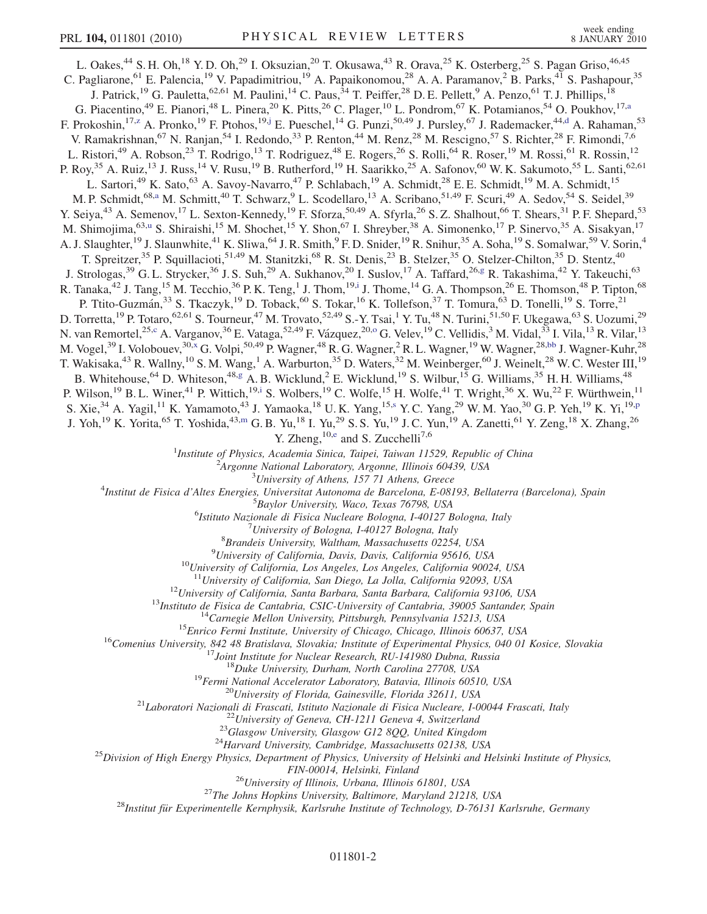L. Oakes,[44] S. H. Oh,[18] Y. D. Oh,[29] I. Oksuzian,[20] T. Okusawa,[43] R. Orava,[25] K. Osterberg,[25] S. Pagan Griso,[46,45] C. Pagliarone,[61] E. Palencia,[19] V. Papadimitriou,[19] A. Papaikonomou,[28] A. A. Paramanov,[2] B. Parks,[41] S. Pashapour,[35] J. Patrick,[19] G. Pauletta,[62,61] M. Paulini,[14] C. Paus,[34] T. Peiffer,[28] D. E. Pellett,[9] A. Penzo,[61] T. J. Phillips,[18] G. Piacentino,[49] E. Pianori,[48] L. Pinera,[20] K. Pitts,[26] C. Plager,[10] L. Pondrom,[67] K. Potamianos,[54] O. Poukhov,[17,a] F. Prokoshin,[17,z] A. Pronko,[19] F. Ptohos,[19,j] E. Pueschel,[14] G. Punzi,[50,49] J. Pursley,[67] J. Rademacker,[44,d] A. Rahaman,[53] V. Ramakrishnan,[67] N. Ranjan,[54] I. Redondo,[33] P. Renton,[44] M. Renz,[28] M. Rescigno,[57] S. Richter,[28] F. Rimondi,[7,6] L. Ristori,[49] A. Robson,[23] T. Rodrigo,[13] T. Rodriguez,[48] E. Rogers,[26] S. Rolli,[64] R. Roser,[19] M. Rossi,[61] R. Rossin,[12] P. Roy,[35] A. Ruiz,[13] J. Russ,[14] V. Rusu,[19] B. Rutherford,[19] H. Saarikko,[25] A. Safonov,[60] W. K. Sakumoto,[55] L. Santi,[62,61] L. Sartori,[49] K. Sato,[63] A. Savoy-Navarro,[47] P. Schlabach,[19] A. Schmidt,[28] E. E. Schmidt,[19] M. A. Schmidt,[15] M. P. Schmidt,[68,a] M. Schmitt,[40] T. Schwarz,[9] L. Scodellaro,[13] A. Scribano,[51,49] F. Scuri,[49] A. Sedov,[54] S. Seidel,[39] Y. Seiya,[43] A. Semenov,[17] L. Sexton-Kennedy,[19] F. Sforza,[50,49] A. Sfyrla,[26] S. Z. Shalhout,[66] T. Shears,[31] P. F. Shepard,[53] M. Shimojima,[63,u] S. Shiraishi,[15] M. Shochet,[15] Y. Shon,[67] I. Shreyber,[38] A. Simonenko,[17] P. Sinervo,[35] A. Sisakyan,[17] A. J. Slaughter,[19] J. Slaunwhite,[41] K. Sliwa,[64] J. R. Smith,[9] F. D. Snider,[19] R. Snihur,[35] A. Soha,[19] S. Somalwar,[59] V. Sorin,[4] T. Spreitzer,[35] P. Squillacioti,[51,49] M. Stanitzki,[68] R. St. Denis,[23] B. Stelzer,[35] O. Stelzer-Chilton,[35] D. Stentz,[40] J. Strologas,[39] G. L. Strycker,[36] J. S. Suh,[29] A. Sukhanov,[20] I. Suslov,[17] A. Taffard,[26,g] R. Takashima,[42] Y. Takeuchi,[63] R. Tanaka,[42] J. Tang,[15] M. Tecchio,[36] P. K. Teng,[1] J. Thom,[19,i] J. Thome,[14] G. A. Thompson,[26] E. Thomson,[48] P. Tipton,[68] P. Ttito-Guzmán,[33] S. Tkaczyk,[19] D. Toback,[60] S. Tokar,[16] K. Tollefson,[37] T. Tomura,[63] D. Tonelli,[19] S. Torre,[21] D. Torretta,[19] P. Totaro,[62,61] S. Tourneur,[47] M. Trovato,[52,49] S.-Y. Tsai,[1] Y. Tu,[48] N. Turini,[51,50] F. Ukegawa,[63] S. Uozumi,[29] N. van Remortel,[25,c] A. Varganov,[36] E. Vataga,[52,49] F. Vázquez,[20,o] G. Velev,[19] C. Vellidis,[3] M. Vidal,[33] I. Vila,[13] R. Vilar,[13] M. Vogel,[39] I. Volobouev,[30,x] G. Volpi,[50,49] P. Wagner,[48] R. G. Wagner,[2] R. L. Wagner,[19] W. Wagner,[28,bb] J. Wagner-Kuhr,[28] T. Wakisaka,[43] R. Wallny,[10] S. M. Wang,[1] A. Warburton,[35] D. Waters,[32] M. Weinberger,[60] J. Weinelt,[28] W. C. Wester III,[19] B. Whitehouse,[64] D. Whiteson,[48,g] A. B. Wicklund,[2] E. Wicklund,[19] S. Wilbur,[15] G. Williams,[35] H. H. Williams,[48] P. Wilson,[19] B. L. Winer,[41] P. Wittich,[19,i] S. Wolbers,[19] C. Wolfe,[15] H. Wolfe,[41] T. Wright,[36] X. Wu,[22] F. Würthwein,[11] S. Xie,[34] A. Yagil,[11] K. Yamamoto,[43] J. Yamaoka,[18] U. K. Yang,[15,s] Y. C. Yang,[29] W. M. Yao,[30] G. P. Yeh,[19] K. Yi,[19,p] J. Yoh,[19] K. Yorita,[65] T. Yoshida,[43,m] G. B. Yu,[18] I. Yu,[29] S. S. Yu,[19] J. C. Yun,[19] A. Zanetti,[61] Y. Zeng,[18] X. Zhang,[26] Y. Zheng,[10,e] and S. Zucchelli[7,6]

[1]*Institute of Physics, Academia Sinica, Taipei, Taiwan 11529, Republic of China*
[2]*Argonne National Laboratory, Argonne, Illinois 60439, USA*
[3]*University of Athens, 157 71 Athens, Greece*
[4]*Institut de Fisica d'Altes Energies, Universitat Autonoma de Barcelona, E-08193, Bellaterra (Barcelona), Spain*
[5]*Baylor University, Waco, Texas 76798, USA*
[6]*Istituto Nazionale di Fisica Nucleare Bologna, I-40127 Bologna, Italy*
[7]*University of Bologna, I-40127 Bologna, Italy*
[8]*Brandeis University, Waltham, Massachusetts 02254, USA*
[9]*University of California, Davis, Davis, California 95616, USA*
[10]*University of California, Los Angeles, Los Angeles, California 90024, USA*
[11]*University of California, San Diego, La Jolla, California 92093, USA*
[12]*University of California, Santa Barbara, Santa Barbara, California 93106, USA*
[13]*Instituto de Fisica de Cantabria, CSIC-University of Cantabria, 39005 Santander, Spain*
[14]*Carnegie Mellon University, Pittsburgh, Pennsylvania 15213, USA*
[15]*Enrico Fermi Institute, University of Chicago, Chicago, Illinois 60637, USA*
[16]*Comenius University, 842 48 Bratislava, Slovakia; Institute of Experimental Physics, 040 01 Kosice, Slovakia*
[17]*Joint Institute for Nuclear Research, RU-141980 Dubna, Russia*
[18]*Duke University, Durham, North Carolina 27708, USA*
[19]*Fermi National Accelerator Laboratory, Batavia, Illinois 60510, USA*
[20]*University of Florida, Gainesville, Florida 32611, USA*
[21]*Laboratori Nazionali di Frascati, Istituto Nazionale di Fisica Nucleare, I-00044 Frascati, Italy*
[22]*University of Geneva, CH-1211 Geneva 4, Switzerland*
[23]*Glasgow University, Glasgow G12 8QQ, United Kingdom*
[24]*Harvard University, Cambridge, Massachusetts 02138, USA*
[25]*Division of High Energy Physics, Department of Physics, University of Helsinki and Helsinki Institute of Physics, FIN-00014, Helsinki, Finland*
[26]*University of Illinois, Urbana, Illinois 61801, USA*
[27]*The Johns Hopkins University, Baltimore, Maryland 21218, USA*
[28]*Institut für Experimentelle Kernphysik, Karlsruhe Institute of Technology, D-76131 Karlsruhe, Germany*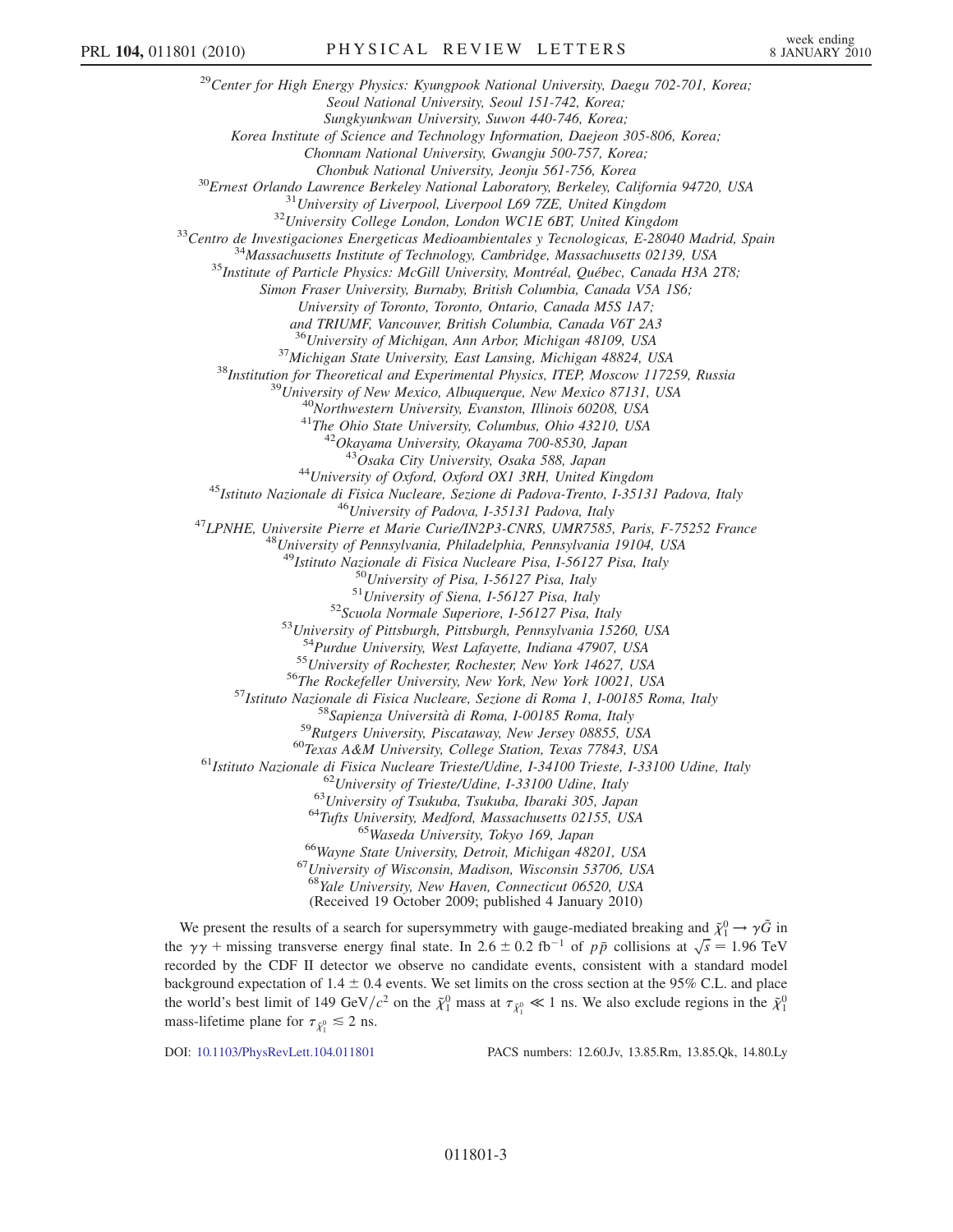[29]Center for High Energy Physics: Kyungpook National University, Daegu 702-701, Korea;
Seoul National University, Seoul 151-742, Korea;
Sungkyunkwan University, Suwon 440-746, Korea;
Korea Institute of Science and Technology Information, Daejeon 305-806, Korea;
Chonnam National University, Gwangju 500-757, Korea;
Chonbuk National University, Jeonju 561-756, Korea

[30]Ernest Orlando Lawrence Berkeley National Laboratory, Berkeley, California 94720, USA

[31]University of Liverpool, Liverpool L69 7ZE, United Kingdom

[32]University College London, London WC1E 6BT, United Kingdom

[33]Centro de Investigaciones Energeticas Medioambientales y Tecnologicas, E-28040 Madrid, Spain

[34]Massachusetts Institute of Technology, Cambridge, Massachusetts 02139, USA

[35]Institute of Particle Physics: McGill University, Montréal, Québec, Canada H3A 2T8;
Simon Fraser University, Burnaby, British Columbia, Canada V5A 1S6;
University of Toronto, Toronto, Ontario, Canada M5S 1A7;
and TRIUMF, Vancouver, British Columbia, Canada V6T 2A3

[36]University of Michigan, Ann Arbor, Michigan 48109, USA

[37]Michigan State University, East Lansing, Michigan 48824, USA

[38]Institution for Theoretical and Experimental Physics, ITEP, Moscow 117259, Russia

[39]University of New Mexico, Albuquerque, New Mexico 87131, USA

[40]Northwestern University, Evanston, Illinois 60208, USA

[41]The Ohio State University, Columbus, Ohio 43210, USA

[42]Okayama University, Okayama 700-8530, Japan

[43]Osaka City University, Osaka 588, Japan

[44]University of Oxford, Oxford OX1 3RH, United Kingdom

[45]Istituto Nazionale di Fisica Nucleare, Sezione di Padova-Trento, I-35131 Padova, Italy

[46]University of Padova, I-35131 Padova, Italy

[47]LPNHE, Universite Pierre et Marie Curie/IN2P3-CNRS, UMR7585, Paris, F-75252 France

[48]University of Pennsylvania, Philadelphia, Pennsylvania 19104, USA

[49]Istituto Nazionale di Fisica Nucleare Pisa, I-56127 Pisa, Italy

[50]University of Pisa, I-56127 Pisa, Italy

[51]University of Siena, I-56127 Pisa, Italy

[52]Scuola Normale Superiore, I-56127 Pisa, Italy

[53]University of Pittsburgh, Pittsburgh, Pennsylvania 15260, USA

[54]Purdue University, West Lafayette, Indiana 47907, USA

[55]University of Rochester, Rochester, New York 14627, USA

[56]The Rockefeller University, New York, New York 10021, USA

[57]Istituto Nazionale di Fisica Nucleare, Sezione di Roma 1, I-00185 Roma, Italy

[58]Sapienza Università di Roma, I-00185 Roma, Italy

[59]Rutgers University, Piscataway, New Jersey 08855, USA

[60]Texas A&M University, College Station, Texas 77843, USA

[61]Istituto Nazionale di Fisica Nucleare Trieste/Udine, I-34100 Trieste, I-33100 Udine, Italy

[62]University of Trieste/Udine, I-33100 Udine, Italy

[63]University of Tsukuba, Tsukuba, Ibaraki 305, Japan

[64]Tufts University, Medford, Massachusetts 02155, USA

[65]Waseda University, Tokyo 169, Japan

[66]Wayne State University, Detroit, Michigan 48201, USA

[67]University of Wisconsin, Madison, Wisconsin 53706, USA

[68]Yale University, New Haven, Connecticut 06520, USA

(Received 19 October 2009; published 4 January 2010)

We present the results of a search for supersymmetry with gauge-mediated breaking and $\tilde{\chi}_1^0 \to \gamma\tilde{G}$ in the $\gamma\gamma$ + missing transverse energy final state. In $2.6 \pm 0.2$ fb$^{-1}$ of $p\bar{p}$ collisions at $\sqrt{s} = 1.96$ TeV recorded by the CDF II detector we observe no candidate events, consistent with a standard model background expectation of $1.4 \pm 0.4$ events. We set limits on the cross section at the 95% C.L. and place the world's best limit of 149 GeV$/c^2$ on the $\tilde{\chi}_1^0$ mass at $\tau_{\tilde{\chi}_1^0} \ll 1$ ns. We also exclude regions in the $\tilde{\chi}_1^0$ mass-lifetime plane for $\tau_{\tilde{\chi}_1^0} \lesssim 2$ ns.

DOI: 10.1103/PhysRevLett.104.011801 PACS numbers: 12.60.Jv, 13.85.Rm, 13.85.Qk, 14.80.Ly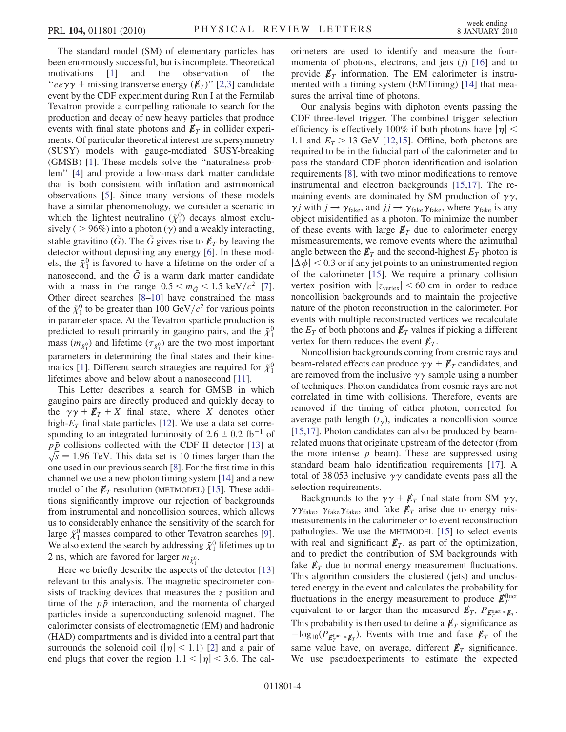The standard model (SM) of elementary particles has been enormously successful, but is incomplete. Theoretical motivations [1] and the observation of the "$ee\gamma\gamma$ + missing transverse energy ($\not\!\!E_T$)" [2,3] candidate event by the CDF experiment during Run I at the Fermilab Tevatron provide a compelling rationale to search for the production and decay of new heavy particles that produce events with final state photons and $\not\!\!E_T$ in collider experiments. Of particular theoretical interest are supersymmetry (SUSY) models with gauge-mediated SUSY-breaking (GMSB) [1]. These models solve the "naturalness problem" [4] and provide a low-mass dark matter candidate that is both consistent with inflation and astronomical observations [5]. Since many versions of these models have a similar phenomenology, we consider a scenario in which the lightest neutralino ($\tilde{\chi}_1^0$) decays almost exclusively ($> 96\%$) into a photon ($\gamma$) and a weakly interacting, stable gravitino ($\tilde{G}$). The $\tilde{G}$ gives rise to $\not\!\!E_T$ by leaving the detector without depositing any energy [6]. In these models, the $\tilde{\chi}_1^0$ is favored to have a lifetime on the order of a nanosecond, and the $\tilde{G}$ is a warm dark matter candidate with a mass in the range $0.5 < m_{\tilde{G}} < 1.5$ keV$/c^2$ [7]. Other direct searches [8–10] have constrained the mass of the $\tilde{\chi}_1^0$ to be greater than 100 GeV$/c^2$ for various points in parameter space. At the Tevatron sparticle production is predicted to result primarily in gaugino pairs, and the $\tilde{\chi}_1^0$ mass ($m_{\tilde{\chi}_1^0}$) and lifetime ($\tau_{\tilde{\chi}_1^0}$) are the two most important parameters in determining the final states and their kinematics [1]. Different search strategies are required for $\tilde{\chi}_1^0$ lifetimes above and below about a nanosecond [11].

This Letter describes a search for GMSB in which gaugino pairs are directly produced and quickly decay to the $\gamma\gamma + \not\!\!E_T + X$ final state, where $X$ denotes other high-$E_T$ final state particles [12]. We use a data set corresponding to an integrated luminosity of $2.6 \pm 0.2$ fb$^{-1}$ of $p\bar{p}$ collisions collected with the CDF II detector [13] at $\sqrt{s} = 1.96$ TeV. This data set is 10 times larger than the one used in our previous search [8]. For the first time in this channel we use a new photon timing system [14] and a new model of the $\not\!\!E_T$ resolution (METMODEL) [15]. These additions significantly improve our rejection of backgrounds from instrumental and noncollision sources, which allows us to considerably enhance the sensitivity of the search for large $\tilde{\chi}_1^0$ masses compared to other Tevatron searches [9]. We also extend the search by addressing $\tilde{\chi}_1^0$ lifetimes up to 2 ns, which are favored for larger $m_{\tilde{\chi}_1^0}$.

Here we briefly describe the aspects of the detector [13] relevant to this analysis. The magnetic spectrometer consists of tracking devices that measures the $z$ position and time of the $p\bar{p}$ interaction, and the momenta of charged particles inside a superconducting solenoid magnet. The calorimeter consists of electromagnetic (EM) and hadronic (HAD) compartments and is divided into a central part that surrounds the solenoid coil ($|\eta| < 1.1$) [2] and a pair of end plugs that cover the region $1.1 < |\eta| < 3.6$. The calorimeters are used to identify and measure the four-momenta of photons, electrons, and jets ($j$) [16] and to provide $\not\!\!E_T$ information. The EM calorimeter is instrumented with a timing system (EMTiming) [14] that measures the arrival time of photons.

Our analysis begins with diphoton events passing the CDF three-level trigger. The combined trigger selection efficiency is effectively 100% if both photons have $|\eta| < 1.1$ and $E_T > 13$ GeV [12,15]. Offline, both photons are required to be in the fiducial part of the calorimeter and to pass the standard CDF photon identification and isolation requirements [8], with two minor modifications to remove instrumental and electron backgrounds [15,17]. The remaining events are dominated by SM production of $\gamma\gamma$, $\gamma j$ with $j \rightarrow \gamma_{\text{fake}}$, and $jj \rightarrow \gamma_{\text{fake}}\gamma_{\text{fake}}$, where $\gamma_{\text{fake}}$ is any object misidentified as a photon. To minimize the number of these events with large $\not\!\!E_T$ due to calorimeter energy mismeasurements, we remove events where the azimuthal angle between the $\not\!\!E_T$ and the second-highest $E_T$ photon is $|\Delta\phi| < 0.3$ or if any jet points to an uninstrumented region of the calorimeter [15]. We require a primary collision vertex position with $|z_{\text{vertex}}| < 60$ cm in order to reduce noncollision backgrounds and to maintain the projective nature of the photon reconstruction in the calorimeter. For events with multiple reconstructed vertices we recalculate the $E_T$ of both photons and $\not\!\!E_T$ values if picking a different vertex for them reduces the event $\not\!\!E_T$.

Noncollision backgrounds coming from cosmic rays and beam-related effects can produce $\gamma\gamma + \not\!\!E_T$ candidates, and are removed from the inclusive $\gamma\gamma$ sample using a number of techniques. Photon candidates from cosmic rays are not correlated in time with collisions. Therefore, events are removed if the timing of either photon, corrected for average path length ($t_\gamma$), indicates a noncollision source [15,17]. Photon candidates can also be produced by beam-related muons that originate upstream of the detector (from the more intense $p$ beam). These are suppressed using standard beam halo identification requirements [17]. A total of 38 053 inclusive $\gamma\gamma$ candidate events pass all the selection requirements.

Backgrounds to the $\gamma\gamma + \not\!\!E_T$ final state from SM $\gamma\gamma$, $\gamma\gamma_{\text{fake}}$, $\gamma_{\text{fake}}\gamma_{\text{fake}}$, and fake $\not\!\!E_T$ arise due to energy mismeasurements in the calorimeter or to event reconstruction pathologies. We use the METMODEL [15] to select events with real and significant $\not\!\!E_T$, as part of the optimization, and to predict the contribution of SM backgrounds with fake $\not\!\!E_T$ due to normal energy measurement fluctuations. This algorithm considers the clustered (jets) and unclustered energy in the event and calculates the probability for fluctuations in the energy measurement to produce $\not\!\!E_T^{\text{fluct}}$ equivalent to or larger than the measured $\not\!\!E_T$, $P_{\not E_T^{\text{fluct}} \geq \not E_T}$. This probability is then used to define a $\not\!\!E_T$ significance as $-\log_{10}(P_{\not E_T^{\text{fluct}} \geq \not E_T})$. Events with true and fake $\not\!\!E_T$ of the same value have, on average, different $\not\!\!E_T$ significance. We use pseudoexperiments to estimate the expected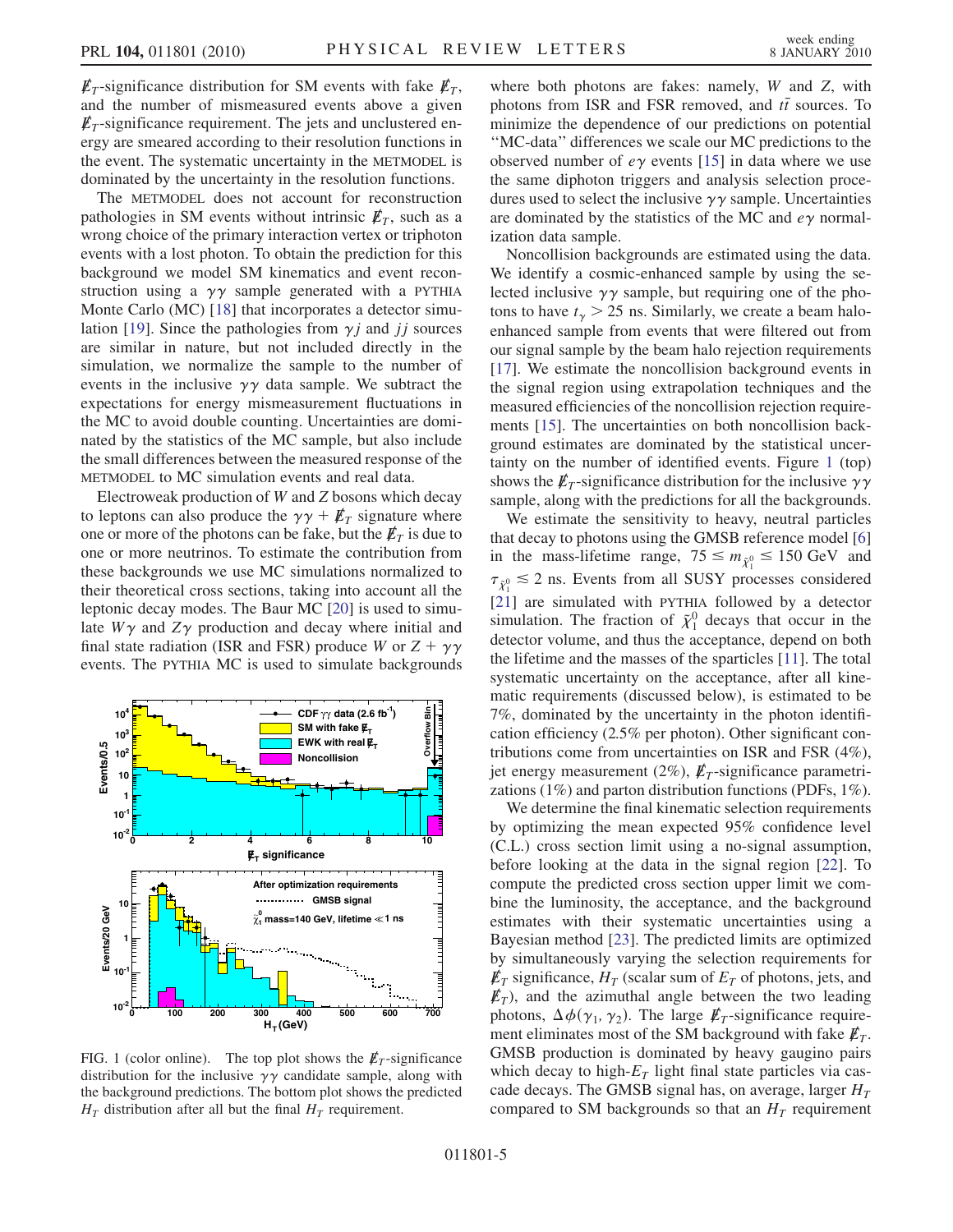$\not\!\!E_T$-significance distribution for SM events with fake $\not\!\!E_T$, and the number of mismeasured events above a given $\not\!\!E_T$-significance requirement. The jets and unclustered energy are smeared according to their resolution functions in the event. The systematic uncertainty in the METMODEL is dominated by the uncertainty in the resolution functions.

The METMODEL does not account for reconstruction pathologies in SM events without intrinsic $\not\!\!E_T$, such as a wrong choice of the primary interaction vertex or triphoton events with a lost photon. To obtain the prediction for this background we model SM kinematics and event reconstruction using a $\gamma\gamma$ sample generated with a PYTHIA Monte Carlo (MC) [18] that incorporates a detector simulation [19]. Since the pathologies from $\gamma j$ and $jj$ sources are similar in nature, but not included directly in the simulation, we normalize the sample to the number of events in the inclusive $\gamma\gamma$ data sample. We subtract the expectations for energy mismeasurement fluctuations in the MC to avoid double counting. Uncertainties are dominated by the statistics of the MC sample, but also include the small differences between the measured response of the METMODEL to MC simulation events and real data.

Electroweak production of $W$ and $Z$ bosons which decay to leptons can also produce the $\gamma\gamma + \not\!\!E_T$ signature where one or more of the photons can be fake, but the $\not\!\!E_T$ is due to one or more neutrinos. To estimate the contribution from these backgrounds we use MC simulations normalized to their theoretical cross sections, taking into account all the leptonic decay modes. The Baur MC [20] is used to simulate $W\gamma$ and $Z\gamma$ production and decay where initial and final state radiation (ISR and FSR) produce $W$ or $Z + \gamma\gamma$ events. The PYTHIA MC is used to simulate backgrounds where both photons are fakes: namely, $W$ and $Z$, with photons from ISR and FSR removed, and $t\bar{t}$ sources. To minimize the dependence of our predictions on potential "MC-data" differences we scale our MC predictions to the observed number of $e\gamma$ events [15] in data where we use the same diphoton triggers and analysis selection procedures used to select the inclusive $\gamma\gamma$ sample. Uncertainties are dominated by the statistics of the MC and $e\gamma$ normalization data sample.

Noncollision backgrounds are estimated using the data. We identify a cosmic-enhanced sample by using the selected inclusive $\gamma\gamma$ sample, but requiring one of the photons to have $t_\gamma > 25$ ns. Similarly, we create a beam halo-enhanced sample from events that were filtered out from our signal sample by the beam halo rejection requirements [17]. We estimate the noncollision background events in the signal region using extrapolation techniques and the measured efficiencies of the noncollision rejection requirements [15]. The uncertainties on both noncollision background estimates are dominated by the statistical uncertainty on the number of identified events. Figure 1 (top) shows the $\not\!\!E_T$-significance distribution for the inclusive $\gamma\gamma$ sample, along with the predictions for all the backgrounds.

We estimate the sensitivity to heavy, neutral particles that decay to photons using the GMSB reference model [6] in the mass-lifetime range, $75 \le m_{\tilde{\chi}_1^0} \le 150$ GeV and $\tau_{\tilde{\chi}_1^0} \lesssim 2$ ns. Events from all SUSY processes considered [21] are simulated with PYTHIA followed by a detector simulation. The fraction of $\tilde{\chi}_1^0$ decays that occur in the detector volume, and thus the acceptance, depend on both the lifetime and the masses of the sparticles [11]. The total systematic uncertainty on the acceptance, after all kinematic requirements (discussed below), is estimated to be 7%, dominated by the uncertainty in the photon identification efficiency (2.5% per photon). Other significant contributions come from uncertainties on ISR and FSR (4%), jet energy measurement (2%), $\not\!\!E_T$-significance parametrizations (1%) and parton distribution functions (PDFs, 1%).

We determine the final kinematic selection requirements by optimizing the mean expected 95% confidence level (C.L.) cross section limit using a no-signal assumption, before looking at the data in the signal region [22]. To compute the predicted cross section upper limit we combine the luminosity, the acceptance, and the background estimates with their systematic uncertainties using a Bayesian method [23]. The predicted limits are optimized by simultaneously varying the selection requirements for $\not\!\!E_T$ significance, $H_T$ (scalar sum of $E_T$ of photons, jets, and $\not\!\!E_T$), and the azimuthal angle between the two leading photons, $\Delta\phi(\gamma_1, \gamma_2)$. The large $\not\!\!E_T$-significance requirement eliminates most of the SM background with fake $\not\!\!E_T$. GMSB production is dominated by heavy gaugino pairs which decay to high-$E_T$ light final state particles via cascade decays. The GMSB signal has, on average, larger $H_T$ compared to SM backgrounds so that an $H_T$ requirement

FIG. 1 (color online). The top plot shows the $\not\!\!E_T$-significance distribution for the inclusive $\gamma\gamma$ candidate sample, along with the background predictions. The bottom plot shows the predicted $H_T$ distribution after all but the final $H_T$ requirement.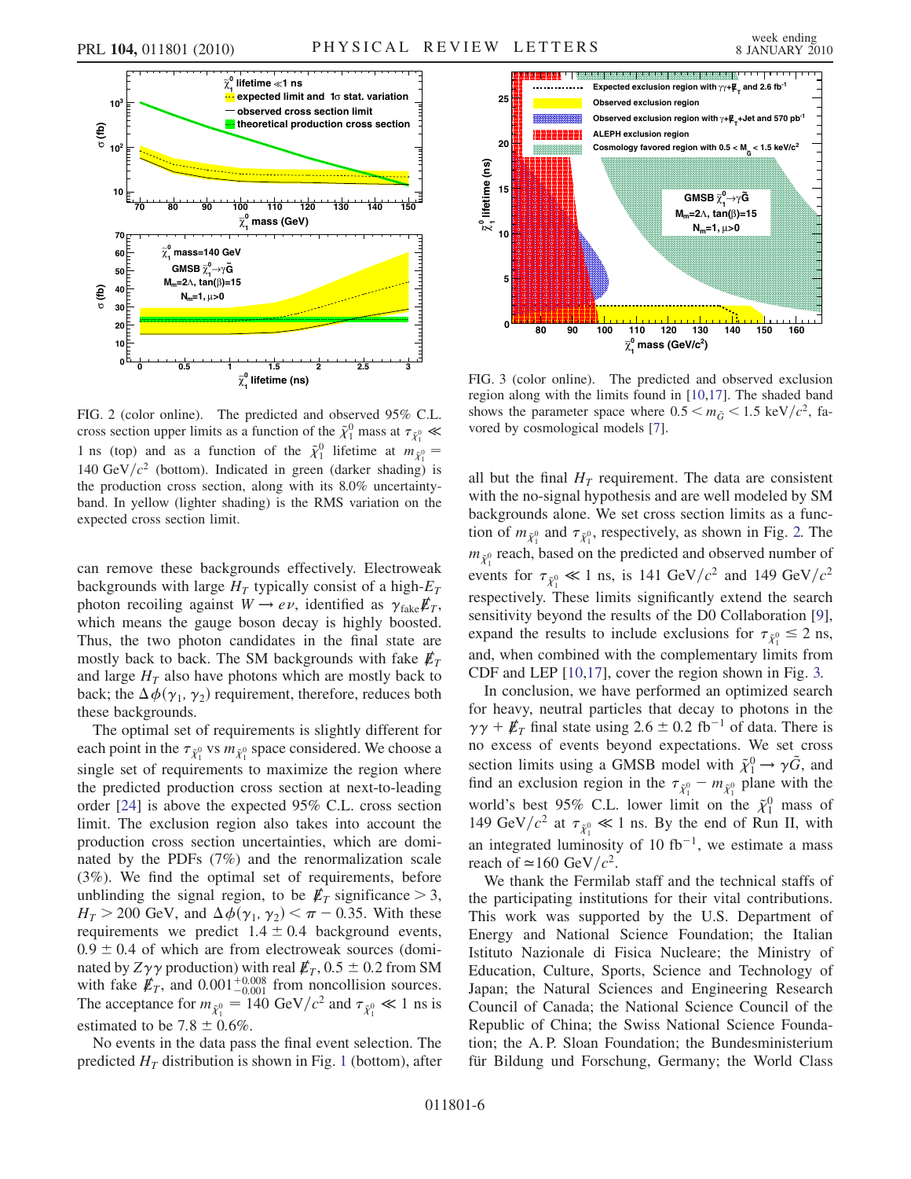FIG. 2 (color online). The predicted and observed 95% C.L. cross section upper limits as a function of the $\tilde{\chi}_1^0$ mass at $\tau_{\tilde{\chi}_1^0} \ll 1$ ns (top) and as a function of the $\tilde{\chi}_1^0$ lifetime at $m_{\tilde{\chi}_1^0} = 140$ GeV/$c^2$ (bottom). Indicated in green (darker shading) is the production cross section, along with its 8.0% uncertainty-band. In yellow (lighter shading) is the RMS variation on the expected cross section limit.

can remove these backgrounds effectively. Electroweak backgrounds with large $H_T$ typically consist of a high-$E_T$ photon recoiling against $W \rightarrow e\nu$, identified as $\gamma_{\text{fake}} \not{E}_T$, which means the gauge boson decay is highly boosted. Thus, the two photon candidates in the final state are mostly back to back. The SM backgrounds with fake $\not{E}_T$ and large $H_T$ also have photons which are mostly back to back; the $\Delta\phi(\gamma_1, \gamma_2)$ requirement, therefore, reduces both these backgrounds.

The optimal set of requirements is slightly different for each point in the $\tau_{\tilde{\chi}_1^0}$ vs $m_{\tilde{\chi}_1^0}$ space considered. We choose a single set of requirements to maximize the region where the predicted production cross section at next-to-leading order [24] is above the expected 95% C.L. cross section limit. The exclusion region also takes into account the production cross section uncertainties, which are dominated by the PDFs (7%) and the renormalization scale (3%). We find the optimal set of requirements, before unblinding the signal region, to be $\not{E}_T$ significance $> 3$, $H_T > 200$ GeV, and $\Delta\phi(\gamma_1, \gamma_2) < \pi - 0.35$. With these requirements we predict $1.4 \pm 0.4$ background events, $0.9 \pm 0.4$ of which are from electroweak sources (dominated by $Z\gamma\gamma$ production) with real $\not{E}_T$, $0.5 \pm 0.2$ from SM with fake $\not{E}_T$, and $0.001^{+0.008}_{-0.001}$ from noncollision sources. The acceptance for $m_{\tilde{\chi}_1^0} = 140$ GeV/$c^2$ and $\tau_{\tilde{\chi}_1^0} \ll 1$ ns is estimated to be $7.8 \pm 0.6$%.

No events in the data pass the final event selection. The predicted $H_T$ distribution is shown in Fig. 1 (bottom), after

FIG. 3 (color online). The predicted and observed exclusion region along with the limits found in [10,17]. The shaded band shows the parameter space where $0.5 < m_{\tilde{G}} < 1.5$ keV/$c^2$, favored by cosmological models [7].

all but the final $H_T$ requirement. The data are consistent with the no-signal hypothesis and are well modeled by SM backgrounds alone. We set cross section limits as a function of $m_{\tilde{\chi}_1^0}$ and $\tau_{\tilde{\chi}_1^0}$, respectively, as shown in Fig. 2. The $m_{\tilde{\chi}_1^0}$ reach, based on the predicted and observed number of events for $\tau_{\tilde{\chi}_1^0} \ll 1$ ns, is 141 GeV/$c^2$ and 149 GeV/$c^2$ respectively. These limits significantly extend the search sensitivity beyond the results of the D0 Collaboration [9], expand the results to include exclusions for $\tau_{\tilde{\chi}_1^0} \leq 2$ ns, and, when combined with the complementary limits from CDF and LEP [10,17], cover the region shown in Fig. 3.

In conclusion, we have performed an optimized search for heavy, neutral particles that decay to photons in the $\gamma\gamma + \not{E}_T$ final state using $2.6 \pm 0.2$ fb$^{-1}$ of data. There is no excess of events beyond expectations. We set cross section limits using a GMSB model with $\tilde{\chi}_1^0 \rightarrow \gamma\tilde{G}$, and find an exclusion region in the $\tau_{\tilde{\chi}_1^0} - m_{\tilde{\chi}_1^0}$ plane with the world's best 95% C.L. lower limit on the $\tilde{\chi}_1^0$ mass of 149 GeV/$c^2$ at $\tau_{\tilde{\chi}_1^0} \ll 1$ ns. By the end of Run II, with an integrated luminosity of 10 fb$^{-1}$, we estimate a mass reach of $\simeq 160$ GeV/$c^2$.

We thank the Fermilab staff and the technical staffs of the participating institutions for their vital contributions. This work was supported by the U.S. Department of Energy and National Science Foundation; the Italian Istituto Nazionale di Fisica Nucleare; the Ministry of Education, Culture, Sports, Science and Technology of Japan; the Natural Sciences and Engineering Research Council of Canada; the National Science Council of the Republic of China; the Swiss National Science Foundation; the A. P. Sloan Foundation; the Bundesministerium für Bildung und Forschung, Germany; the World Class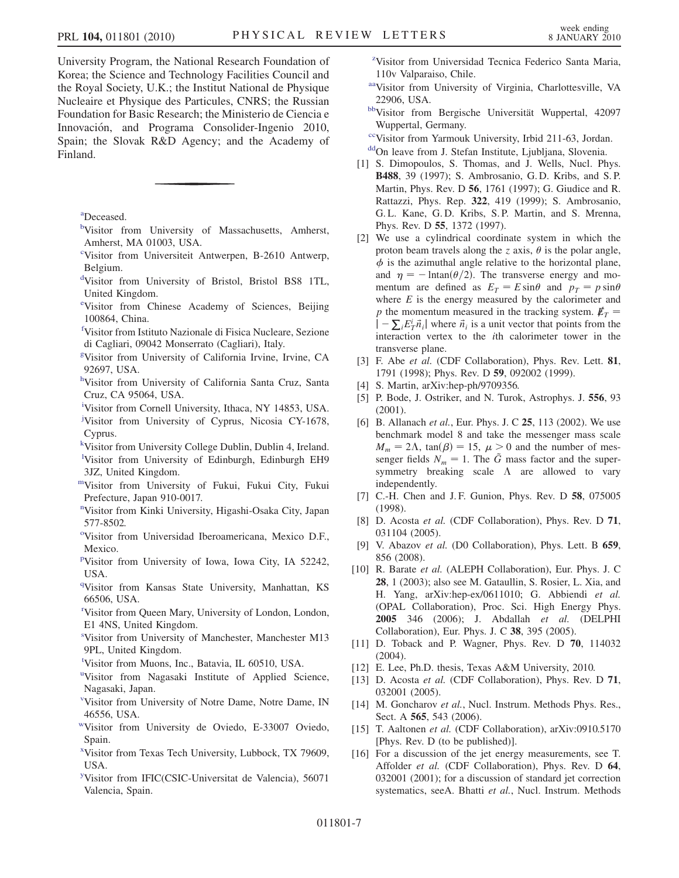University Program, the National Research Foundation of Korea; the Science and Technology Facilities Council and the Royal Society, U.K.; the Institut National de Physique Nucleaire et Physique des Particules, CNRS; the Russian Foundation for Basic Research; the Ministerio de Ciencia e Innovación, and Programa Consolider-Ingenio 2010, Spain; the Slovak R&D Agency; and the Academy of Finland.

---

[a]Deceased.

[b]Visitor from University of Massachusetts, Amherst, Amherst, MA 01003, USA.

[c]Visitor from Universiteit Antwerpen, B-2610 Antwerp, Belgium.

[d]Visitor from University of Bristol, Bristol BS8 1TL, United Kingdom.

[e]Visitor from Chinese Academy of Sciences, Beijing 100864, China.

[f]Visitor from Istituto Nazionale di Fisica Nucleare, Sezione di Cagliari, 09042 Monserrato (Cagliari), Italy.

[g]Visitor from University of California Irvine, Irvine, CA 92697, USA.

[h]Visitor from University of California Santa Cruz, Santa Cruz, CA 95064, USA.

[i]Visitor from Cornell University, Ithaca, NY 14853, USA.

[j]Visitor from University of Cyprus, Nicosia CY-1678, Cyprus.

[k]Visitor from University College Dublin, Dublin 4, Ireland.

[l]Visitor from University of Edinburgh, Edinburgh EH9 3JZ, United Kingdom.

[m]Visitor from University of Fukui, Fukui City, Fukui Prefecture, Japan 910-0017.

[n]Visitor from Kinki University, Higashi-Osaka City, Japan 577-8502.

[o]Visitor from Universidad Iberoamericana, Mexico D.F., Mexico.

[p]Visitor from University of Iowa, Iowa City, IA 52242, USA.

[q]Visitor from Kansas State University, Manhattan, KS 66506, USA.

[r]Visitor from Queen Mary, University of London, London, E1 4NS, United Kingdom.

[s]Visitor from University of Manchester, Manchester M13 9PL, United Kingdom.

[t]Visitor from Muons, Inc., Batavia, IL 60510, USA.

[u]Visitor from Nagasaki Institute of Applied Science, Nagasaki, Japan.

[v]Visitor from University of Notre Dame, Notre Dame, IN 46556, USA.

[w]Visitor from University de Oviedo, E-33007 Oviedo, Spain.

[x]Visitor from Texas Tech University, Lubbock, TX 79609, USA.

[y]Visitor from IFIC(CSIC-Universitat de Valencia), 56071 Valencia, Spain.

[z]Visitor from Universidad Tecnica Federico Santa Maria, 110v Valparaiso, Chile.

[aa]Visitor from University of Virginia, Charlottesville, VA 22906, USA.

[bb]Visitor from Bergische Universität Wuppertal, 42097 Wuppertal, Germany.

[cc]Visitor from Yarmouk University, Irbid 211-63, Jordan.

[dd]On leave from J. Stefan Institute, Ljubljana, Slovenia.

[1] S. Dimopoulos, S. Thomas, and J. Wells, Nucl. Phys. **B488**, 39 (1997); S. Ambrosanio, G. D. Kribs, and S. P. Martin, Phys. Rev. D **56**, 1761 (1997); G. Giudice and R. Rattazzi, Phys. Rep. **322**, 419 (1999); S. Ambrosanio, G. L. Kane, G. D. Kribs, S. P. Martin, and S. Mrenna, Phys. Rev. D **55**, 1372 (1997).

[2] We use a cylindrical coordinate system in which the proton beam travels along the $z$ axis, $\theta$ is the polar angle, $\phi$ is the azimuthal angle relative to the horizontal plane, and $\eta = -\ln\tan(\theta/2)$. The transverse energy and momentum are defined as $E_T = E\sin\theta$ and $p_T = p\sin\theta$ where $E$ is the energy measured by the calorimeter and $p$ the momentum measured in the tracking system. $\not{E}_T = |-\sum_i E_T^i \vec{n}_i|$ where $\vec{n}_i$ is a unit vector that points from the interaction vertex to the $i$th calorimeter tower in the transverse plane.

[3] F. Abe *et al.* (CDF Collaboration), Phys. Rev. Lett. **81**, 1791 (1998); Phys. Rev. D **59**, 092002 (1999).

[4] S. Martin, arXiv:hep-ph/9709356.

[5] P. Bode, J. Ostriker, and N. Turok, Astrophys. J. **556**, 93 (2001).

[6] B. Allanach *et al.*, Eur. Phys. J. C **25**, 113 (2002). We use benchmark model 8 and take the messenger mass scale $M_m = 2\Lambda$, $\tan(\beta) = 15$, $\mu > 0$ and the number of messenger fields $N_m = 1$. The $\tilde{G}$ mass factor and the supersymmetry breaking scale $\Lambda$ are allowed to vary independently.

[7] C.-H. Chen and J. F. Gunion, Phys. Rev. D **58**, 075005 (1998).

[8] D. Acosta *et al.* (CDF Collaboration), Phys. Rev. D **71**, 031104 (2005).

[9] V. Abazov *et al.* (D0 Collaboration), Phys. Lett. B **659**, 856 (2008).

[10] R. Barate *et al.* (ALEPH Collaboration), Eur. Phys. J. C **28**, 1 (2003); also see M. Gataullin, S. Rosier, L. Xia, and H. Yang, arXiv:hep-ex/0611010; G. Abbiendi *et al.* (OPAL Collaboration), Proc. Sci. High Energy Phys. **2005** 346 (2006); J. Abdallah *et al.* (DELPHI Collaboration), Eur. Phys. J. C **38**, 395 (2005).

[11] D. Toback and P. Wagner, Phys. Rev. D **70**, 114032 (2004).

[12] E. Lee, Ph.D. thesis, Texas A&M University, 2010.

[13] D. Acosta *et al.* (CDF Collaboration), Phys. Rev. D **71**, 032001 (2005).

[14] M. Goncharov *et al.*, Nucl. Instrum. Methods Phys. Res., Sect. A **565**, 543 (2006).

[15] T. Aaltonen *et al.* (CDF Collaboration), arXiv:0910.5170 [Phys. Rev. D (to be published)].

[16] For a discussion of the jet energy measurements, see T. Affolder *et al.* (CDF Collaboration), Phys. Rev. D **64**, 032001 (2001); for a discussion of standard jet correction systematics, seeA. Bhatti *et al.*, Nucl. Instrum. Methods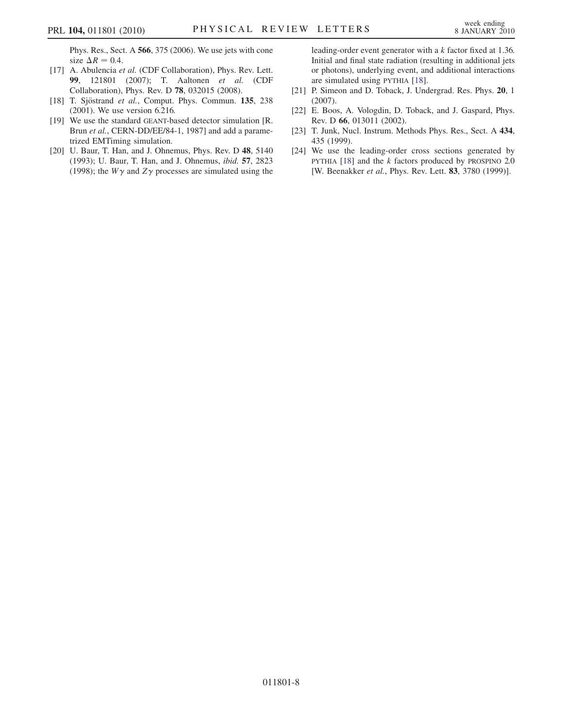Phys. Res., Sect. A **566**, 375 (2006). We use jets with cone size $\Delta R = 0.4$.

[17] A. Abulencia *et al.* (CDF Collaboration), Phys. Rev. Lett. **99**, 121801 (2007); T. Aaltonen *et al.* (CDF Collaboration), Phys. Rev. D **78**, 032015 (2008).

[18] T. Sjöstrand *et al.*, Comput. Phys. Commun. **135**, 238 (2001). We use version 6.216.

[19] We use the standard GEANT-based detector simulation [R. Brun *et al.*, CERN-DD/EE/84-1, 1987] and add a parametrized EMTiming simulation.

[20] U. Baur, T. Han, and J. Ohnemus, Phys. Rev. D **48**, 5140 (1993); U. Baur, T. Han, and J. Ohnemus, *ibid.* **57**, 2823 (1998); the $W\gamma$ and $Z\gamma$ processes are simulated using the leading-order event generator with a $k$ factor fixed at 1.36. Initial and final state radiation (resulting in additional jets or photons), underlying event, and additional interactions are simulated using PYTHIA [18].

[21] P. Simeon and D. Toback, J. Undergrad. Res. Phys. **20**, 1 (2007).

[22] E. Boos, A. Vologdin, D. Toback, and J. Gaspard, Phys. Rev. D **66**, 013011 (2002).

[23] T. Junk, Nucl. Instrum. Methods Phys. Res., Sect. A **434**, 435 (1999).

[24] We use the leading-order cross sections generated by PYTHIA [18] and the $k$ factors produced by PROSPINO 2.0 [W. Beenakker *et al.*, Phys. Rev. Lett. **83**, 3780 (1999)].